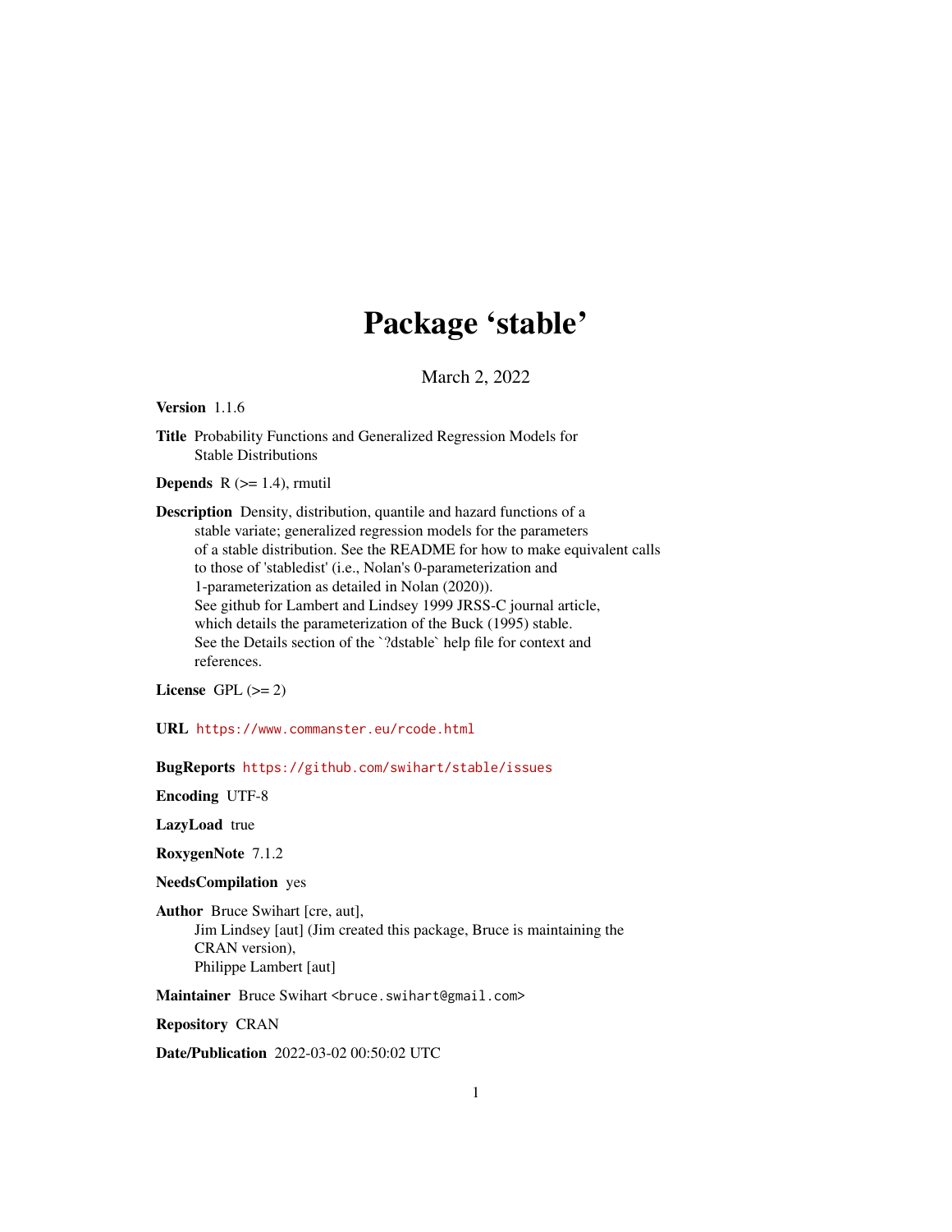# Package 'stable'

March 2, 2022

**Version** 1.1.6

**Title** Probability Functions and Generalized Regression Models for Stable Distributions

**Depends** R (>= 1.4), rmutil

**Description** Density, distribution, quantile and hazard functions of a stable variate; generalized regression models for the parameters of a stable distribution. See the README for how to make equivalent calls to those of 'stabledist' (i.e., Nolan's 0-parameterization and 1-parameterization as detailed in Nolan (2020)). See github for Lambert and Lindsey 1999 JRSS-C journal article, which details the parameterization of the Buck (1995) stable. See the Details section of the `?dstable` help file for context and references.

**License** GPL (>= 2)

**URL** https://www.commanster.eu/rcode.html

**BugReports** https://github.com/swihart/stable/issues

**Encoding** UTF-8

**LazyLoad** true

**RoxygenNote** 7.1.2

**NeedsCompilation** yes

**Author** Bruce Swihart [cre, aut], Jim Lindsey [aut] (Jim created this package, Bruce is maintaining the CRAN version), Philippe Lambert [aut]

**Maintainer** Bruce Swihart <bruce.swihart@gmail.com>

**Repository** CRAN

**Date/Publication** 2022-03-02 00:50:02 UTC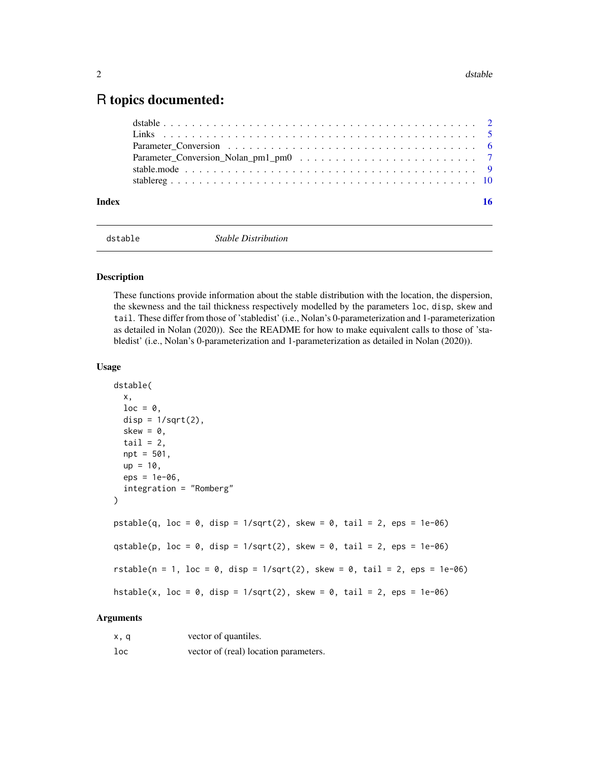# R topics documented:

dstable . . . . . . . . . . . . . . . . . . . . . . . . . . . . . . . . . . . . . . . . . . 2
Links . . . . . . . . . . . . . . . . . . . . . . . . . . . . . . . . . . . . . . . . . . . 5
Parameter_Conversion . . . . . . . . . . . . . . . . . . . . . . . . . . . . . . . . . . 6
Parameter_Conversion_Nolan_pm1_pm0 . . . . . . . . . . . . . . . . . . . . . . . . 7
stable.mode . . . . . . . . . . . . . . . . . . . . . . . . . . . . . . . . . . . . . . . 9
stablereg . . . . . . . . . . . . . . . . . . . . . . . . . . . . . . . . . . . . . . . . 10

**Index** **16**

---

`dstable` *Stable Distribution*

---

## Description

These functions provide information about the stable distribution with the location, the dispersion, the skewness and the tail thickness respectively modelled by the parameters `loc`, `disp`, `skew` and `tail`. These differ from those of 'stabledist' (i.e., Nolan's 0-parameterization and 1-parameterization as detailed in Nolan (2020)). See the README for how to make equivalent calls to those of 'stabledist' (i.e., Nolan's 0-parameterization and 1-parameterization as detailed in Nolan (2020)).

## Usage

```
dstable(
  x,
  loc = 0,
  disp = 1/sqrt(2),
  skew = 0,
  tail = 2,
  npt = 501,
  up = 10,
  eps = 1e-06,
  integration = "Romberg"
)

pstable(q, loc = 0, disp = 1/sqrt(2), skew = 0, tail = 2, eps = 1e-06)

qstable(p, loc = 0, disp = 1/sqrt(2), skew = 0, tail = 2, eps = 1e-06)

rstable(n = 1, loc = 0, disp = 1/sqrt(2), skew = 0, tail = 2, eps = 1e-06)

hstable(x, loc = 0, disp = 1/sqrt(2), skew = 0, tail = 2, eps = 1e-06)
```

## Arguments

| | |
|---|---|
| `x, q` | vector of quantiles. |
| `loc` | vector of (real) location parameters. |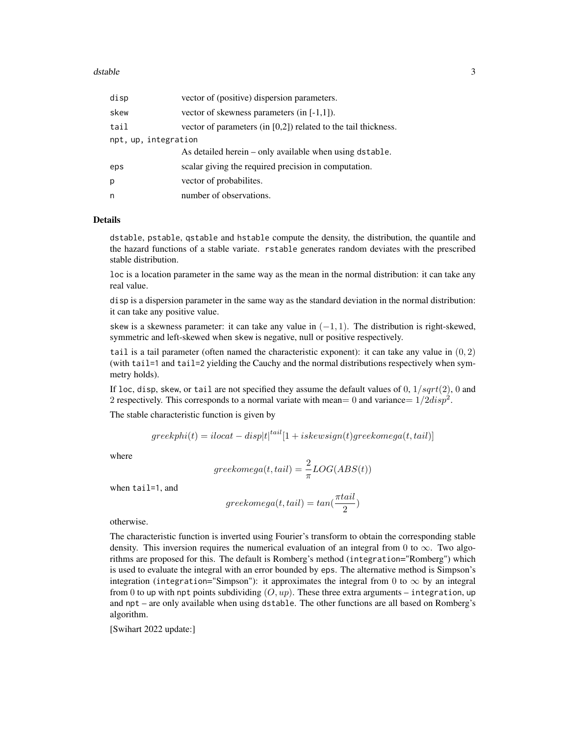| | |
|---|---|
| disp | vector of (positive) dispersion parameters. |
| skew | vector of skewness parameters (in [-1,1]). |
| tail | vector of parameters (in [0,2]) related to the tail thickness. |
| npt, up, integration | As detailed herein – only available when using dstable. |
| eps | scalar giving the required precision in computation. |
| p | vector of probabilites. |
| n | number of observations. |

## Details

dstable, pstable, qstable and hstable compute the density, the distribution, the quantile and the hazard functions of a stable variate. rstable generates random deviates with the prescribed stable distribution.

loc is a location parameter in the same way as the mean in the normal distribution: it can take any real value.

disp is a dispersion parameter in the same way as the standard deviation in the normal distribution: it can take any positive value.

skew is a skewness parameter: it can take any value in $(-1, 1)$. The distribution is right-skewed, symmetric and left-skewed when skew is negative, null or positive respectively.

tail is a tail parameter (often named the characteristic exponent): it can take any value in $(0, 2)$ (with tail=1 and tail=2 yielding the Cauchy and the normal distributions respectively when symmetry holds).

If loc, disp, skew, or tail are not specified they assume the default values of $0$, $1/sqrt(2)$, $0$ and $2$ respectively. This corresponds to a normal variate with mean$= 0$ and variance$= 1/2disp^2$.

The stable characteristic function is given by

$$greekphi(t) = ilocat - disp|t|^{tail}[1 + iskewsign(t)greekomega(t, tail)]$$

where

$$greekomega(t, tail) = \frac{2}{\pi}LOG(ABS(t))$$

when tail=1, and

$$greekomega(t, tail) = tan(\frac{\pi tail}{2})$$

otherwise.

The characteristic function is inverted using Fourier's transform to obtain the corresponding stable density. This inversion requires the numerical evaluation of an integral from $0$ to $\infty$. Two algorithms are proposed for this. The default is Romberg's method (integration="Romberg") which is used to evaluate the integral with an error bounded by eps. The alternative method is Simpson's integration (integration="Simpson"): it approximates the integral from $0$ to $\infty$ by an integral from $0$ to up with npt points subdividing $(O, up)$. These three extra arguments – integration, up and npt – are only available when using dstable. The other functions are all based on Romberg's algorithm.

[Swihart 2022 update:]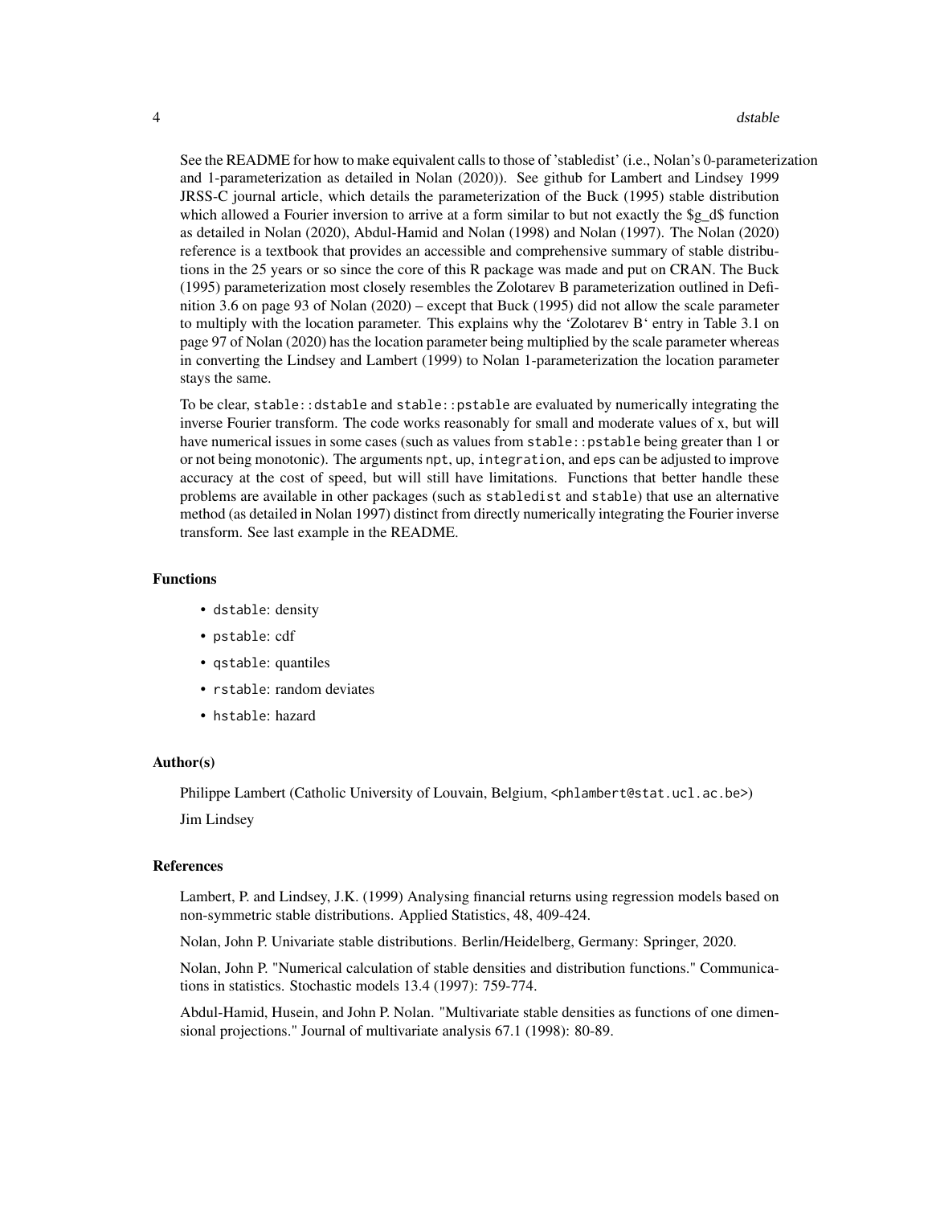See the README for how to make equivalent calls to those of 'stabledist' (i.e., Nolan's 0-parameterization and 1-parameterization as detailed in Nolan (2020)). See github for Lambert and Lindsey 1999 JRSS-C journal article, which details the parameterization of the Buck (1995) stable distribution which allowed a Fourier inversion to arrive at a form similar to but not exactly the $g_d$ function as detailed in Nolan (2020), Abdul-Hamid and Nolan (1998) and Nolan (1997). The Nolan (2020) reference is a textbook that provides an accessible and comprehensive summary of stable distributions in the 25 years or so since the core of this R package was made and put on CRAN. The Buck (1995) parameterization most closely resembles the Zolotarev B parameterization outlined in Definition 3.6 on page 93 of Nolan (2020) – except that Buck (1995) did not allow the scale parameter to multiply with the location parameter. This explains why the 'Zolotarev B' entry in Table 3.1 on page 97 of Nolan (2020) has the location parameter being multiplied by the scale parameter whereas in converting the Lindsey and Lambert (1999) to Nolan 1-parameterization the location parameter stays the same.

To be clear, `stable::dstable` and `stable::pstable` are evaluated by numerically integrating the inverse Fourier transform. The code works reasonably for small and moderate values of x, but will have numerical issues in some cases (such as values from `stable::pstable` being greater than 1 or or not being monotonic). The arguments `npt`, `up`, `integration`, and `eps` can be adjusted to improve accuracy at the cost of speed, but will still have limitations. Functions that better handle these problems are available in other packages (such as `stabledist` and `stable`) that use an alternative method (as detailed in Nolan 1997) distinct from directly numerically integrating the Fourier inverse transform. See last example in the README.

## Functions

- `dstable`: density
- `pstable`: cdf
- `qstable`: quantiles
- `rstable`: random deviates
- `hstable`: hazard

## Author(s)

Philippe Lambert (Catholic University of Louvain, Belgium, <phlambert@stat.ucl.ac.be>)

Jim Lindsey

## References

Lambert, P. and Lindsey, J.K. (1999) Analysing financial returns using regression models based on non-symmetric stable distributions. Applied Statistics, 48, 409-424.

Nolan, John P. Univariate stable distributions. Berlin/Heidelberg, Germany: Springer, 2020.

Nolan, John P. "Numerical calculation of stable densities and distribution functions." Communications in statistics. Stochastic models 13.4 (1997): 759-774.

Abdul-Hamid, Husein, and John P. Nolan. "Multivariate stable densities as functions of one dimensional projections." Journal of multivariate analysis 67.1 (1998): 80-89.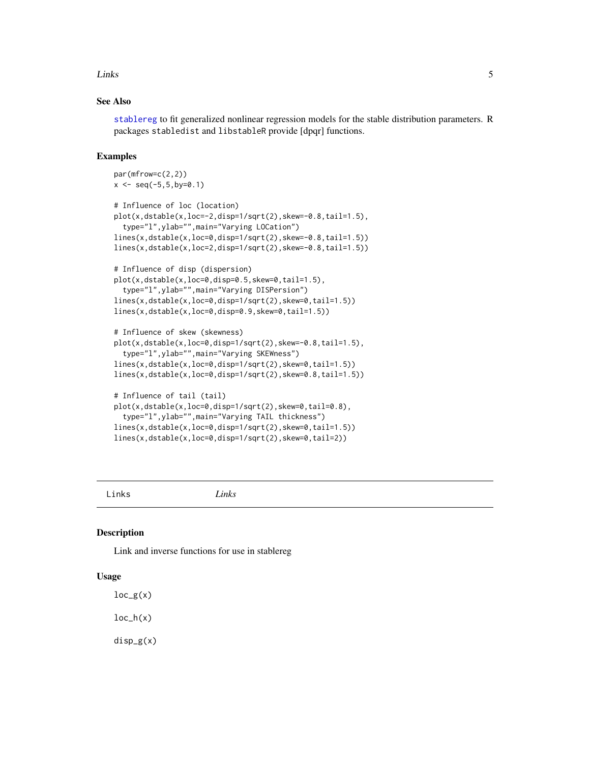## See Also

stablereg to fit generalized nonlinear regression models for the stable distribution parameters. R packages stabledist and libstableR provide [dpqr] functions.

## Examples

```
par(mfrow=c(2,2))
x <- seq(-5,5,by=0.1)

# Influence of loc (location)
plot(x,dstable(x,loc=-2,disp=1/sqrt(2),skew=-0.8,tail=1.5),
  type="l",ylab="",main="Varying LOCation")
lines(x,dstable(x,loc=0,disp=1/sqrt(2),skew=-0.8,tail=1.5))
lines(x,dstable(x,loc=2,disp=1/sqrt(2),skew=-0.8,tail=1.5))

# Influence of disp (dispersion)
plot(x,dstable(x,loc=0,disp=0.5,skew=0,tail=1.5),
  type="l",ylab="",main="Varying DISPersion")
lines(x,dstable(x,loc=0,disp=1/sqrt(2),skew=0,tail=1.5))
lines(x,dstable(x,loc=0,disp=0.9,skew=0,tail=1.5))

# Influence of skew (skewness)
plot(x,dstable(x,loc=0,disp=1/sqrt(2),skew=-0.8,tail=1.5),
  type="l",ylab="",main="Varying SKEWness")
lines(x,dstable(x,loc=0,disp=1/sqrt(2),skew=0,tail=1.5))
lines(x,dstable(x,loc=0,disp=1/sqrt(2),skew=0.8,tail=1.5))

# Influence of tail (tail)
plot(x,dstable(x,loc=0,disp=1/sqrt(2),skew=0,tail=0.8),
  type="l",ylab="",main="Varying TAIL thickness")
lines(x,dstable(x,loc=0,disp=1/sqrt(2),skew=0,tail=1.5))
lines(x,dstable(x,loc=0,disp=1/sqrt(2),skew=0,tail=2))
```

---

Links                    *Links*

---

## Description

Link and inverse functions for use in stablereg

## Usage

```
loc_g(x)

loc_h(x)

disp_g(x)
```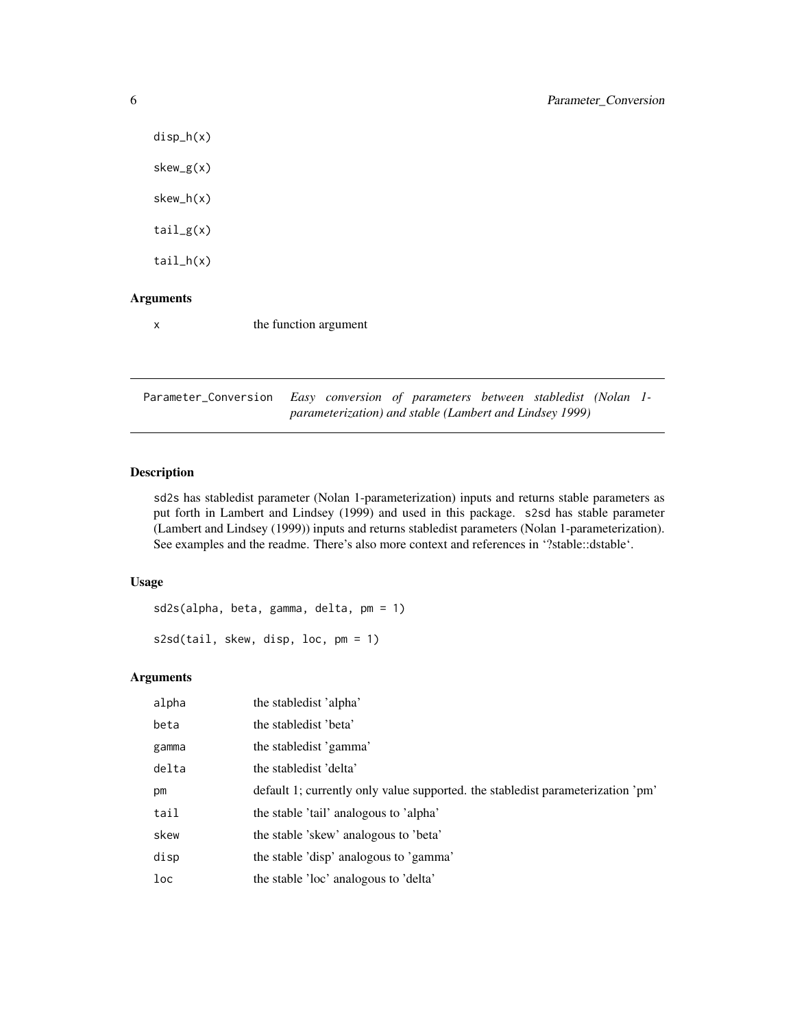```
disp_h(x)

skew_g(x)

skew_h(x)

tail_g(x)

tail_h(x)
```

### Arguments

| | |
|---|---|
| x | the function argument |

---

## Parameter_Conversion — *Easy conversion of parameters between stabledist (Nolan 1-parameterization) and stable (Lambert and Lindsey 1999)*

---

### Description

sd2s has stabledist parameter (Nolan 1-parameterization) inputs and returns stable parameters as put forth in Lambert and Lindsey (1999) and used in this package. s2sd has stable parameter (Lambert and Lindsey (1999)) inputs and returns stabledist parameters (Nolan 1-parameterization). See examples and the readme. There's also more context and references in '?stable::dstable'.

### Usage

```
sd2s(alpha, beta, gamma, delta, pm = 1)

s2sd(tail, skew, disp, loc, pm = 1)
```

### Arguments

| | |
|---|---|
| alpha | the stabledist 'alpha' |
| beta | the stabledist 'beta' |
| gamma | the stabledist 'gamma' |
| delta | the stabledist 'delta' |
| pm | default 1; currently only value supported. the stabledist parameterization 'pm' |
| tail | the stable 'tail' analogous to 'alpha' |
| skew | the stable 'skew' analogous to 'beta' |
| disp | the stable 'disp' analogous to 'gamma' |
| loc | the stable 'loc' analogous to 'delta' |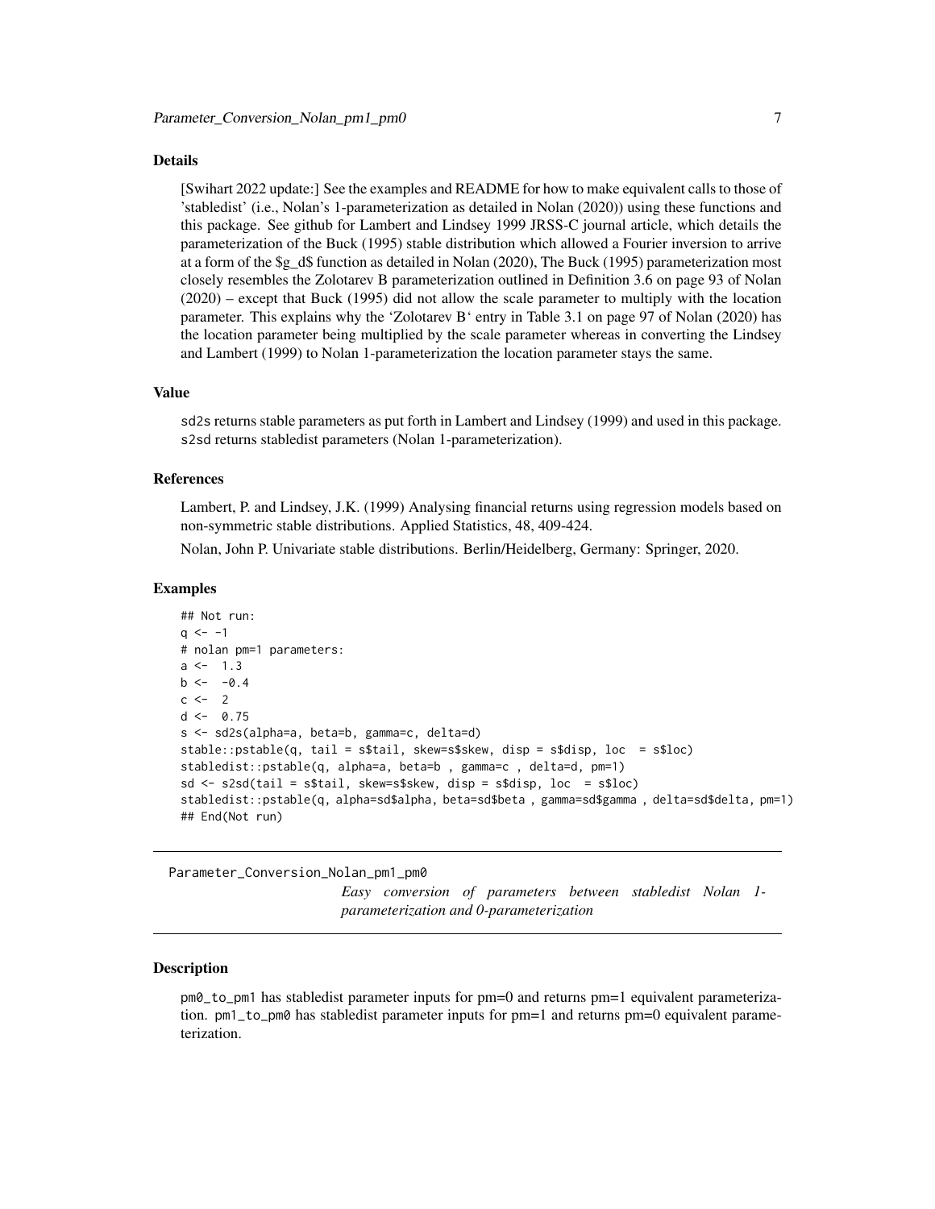### Details

[Swihart 2022 update:] See the examples and README for how to make equivalent calls to those of 'stabledist' (i.e., Nolan's 1-parameterization as detailed in Nolan (2020)) using these functions and this package. See github for Lambert and Lindsey 1999 JRSS-C journal article, which details the parameterization of the Buck (1995) stable distribution which allowed a Fourier inversion to arrive at a form of the $g_d$ function as detailed in Nolan (2020), The Buck (1995) parameterization most closely resembles the Zolotarev B parameterization outlined in Definition 3.6 on page 93 of Nolan (2020) – except that Buck (1995) did not allow the scale parameter to multiply with the location parameter. This explains why the 'Zolotarev B' entry in Table 3.1 on page 97 of Nolan (2020) has the location parameter being multiplied by the scale parameter whereas in converting the Lindsey and Lambert (1999) to Nolan 1-parameterization the location parameter stays the same.

### Value

sd2s returns stable parameters as put forth in Lambert and Lindsey (1999) and used in this package. s2sd returns stabledist parameters (Nolan 1-parameterization).

### References

Lambert, P. and Lindsey, J.K. (1999) Analysing financial returns using regression models based on non-symmetric stable distributions. Applied Statistics, 48, 409-424.

Nolan, John P. Univariate stable distributions. Berlin/Heidelberg, Germany: Springer, 2020.

### Examples

```
## Not run:
q <- -1
# nolan pm=1 parameters:
a <-  1.3
b <-  -0.4
c <-  2
d <-  0.75
s <- sd2s(alpha=a, beta=b, gamma=c, delta=d)
stable::pstable(q, tail = s$tail, skew=s$skew, disp = s$disp, loc  = s$loc)
stabledist::pstable(q, alpha=a, beta=b , gamma=c , delta=d, pm=1)
sd <- s2sd(tail = s$tail, skew=s$skew, disp = s$disp, loc  = s$loc)
stabledist::pstable(q, alpha=sd$alpha, beta=sd$beta , gamma=sd$gamma , delta=sd$delta, pm=1)
## End(Not run)
```

---

## Parameter_Conversion_Nolan_pm1_pm0

*Easy conversion of parameters between stabledist Nolan 1-parameterization and 0-parameterization*

### Description

pm0_to_pm1 has stabledist parameter inputs for pm=0 and returns pm=1 equivalent parameterization. pm1_to_pm0 has stabledist parameter inputs for pm=1 and returns pm=0 equivalent parameterization.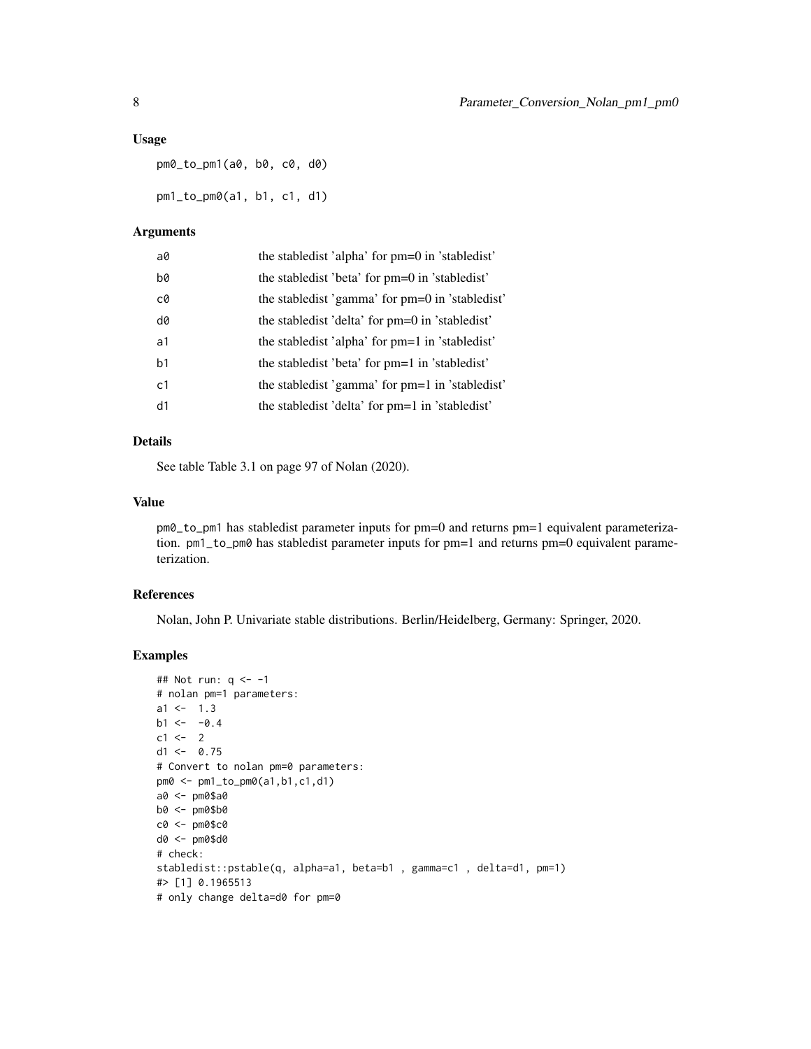### Usage

```
pm0_to_pm1(a0, b0, c0, d0)

pm1_to_pm0(a1, b1, c1, d1)
```

### Arguments

| | |
|---|---|
| a0 | the stabledist 'alpha' for pm=0 in 'stabledist' |
| b0 | the stabledist 'beta' for pm=0 in 'stabledist' |
| c0 | the stabledist 'gamma' for pm=0 in 'stabledist' |
| d0 | the stabledist 'delta' for pm=0 in 'stabledist' |
| a1 | the stabledist 'alpha' for pm=1 in 'stabledist' |
| b1 | the stabledist 'beta' for pm=1 in 'stabledist' |
| c1 | the stabledist 'gamma' for pm=1 in 'stabledist' |
| d1 | the stabledist 'delta' for pm=1 in 'stabledist' |

### Details

See table Table 3.1 on page 97 of Nolan (2020).

### Value

pm0_to_pm1 has stabledist parameter inputs for pm=0 and returns pm=1 equivalent parameterization. pm1_to_pm0 has stabledist parameter inputs for pm=1 and returns pm=0 equivalent parameterization.

### References

Nolan, John P. Univariate stable distributions. Berlin/Heidelberg, Germany: Springer, 2020.

### Examples

```
## Not run: q <- -1
# nolan pm=1 parameters:
a1 <-  1.3
b1 <-  -0.4
c1 <-  2
d1 <-  0.75
# Convert to nolan pm=0 parameters:
pm0 <- pm1_to_pm0(a1,b1,c1,d1)
a0 <- pm0$a0
b0 <- pm0$b0
c0 <- pm0$c0
d0 <- pm0$d0
# check:
stabledist::pstable(q, alpha=a1, beta=b1 , gamma=c1 , delta=d1, pm=1)
#> [1] 0.1965513
# only change delta=d0 for pm=0
```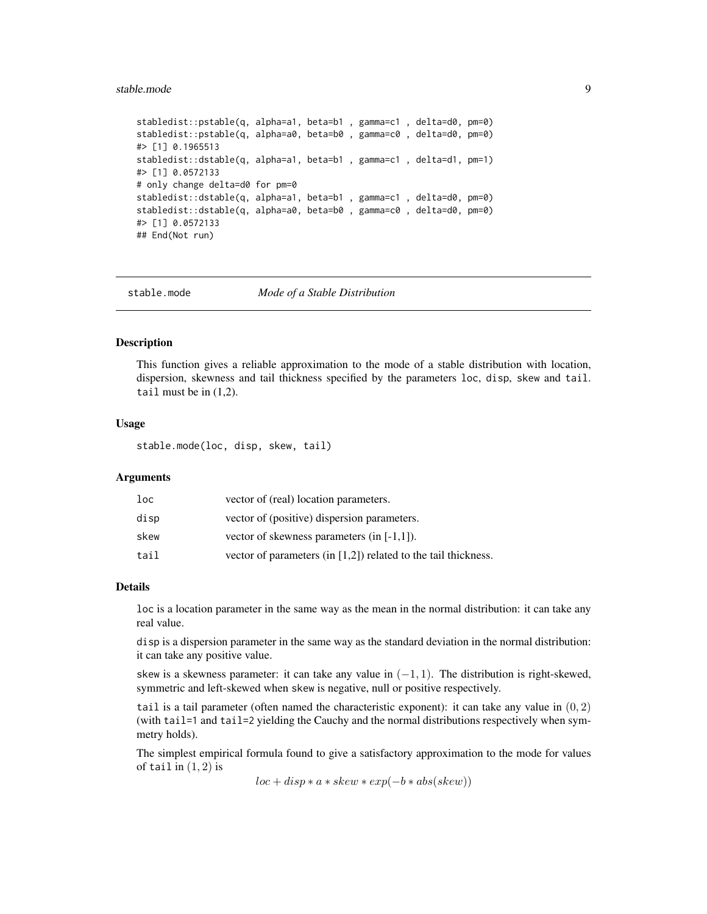```
stabledist::pstable(q, alpha=a1, beta=b1 , gamma=c1 , delta=d0, pm=0)
stabledist::pstable(q, alpha=a0, beta=b0 , gamma=c0 , delta=d0, pm=0)
#> [1] 0.1965513
stabledist::dstable(q, alpha=a1, beta=b1 , gamma=c1 , delta=d1, pm=1)
#> [1] 0.0572133
# only change delta=d0 for pm=0
stabledist::dstable(q, alpha=a1, beta=b1 , gamma=c1 , delta=d0, pm=0)
stabledist::dstable(q, alpha=a0, beta=b0 , gamma=c0 , delta=d0, pm=0)
#> [1] 0.0572133
## End(Not run)
```

---

## stable.mode — *Mode of a Stable Distribution*

### Description

This function gives a reliable approximation to the mode of a stable distribution with location, dispersion, skewness and tail thickness specified by the parameters `loc`, `disp`, `skew` and `tail`. `tail` must be in (1,2).

### Usage

```
stable.mode(loc, disp, skew, tail)
```

### Arguments

| | |
|---|---|
| `loc` | vector of (real) location parameters. |
| `disp` | vector of (positive) dispersion parameters. |
| `skew` | vector of skewness parameters (in [-1,1]). |
| `tail` | vector of parameters (in [1,2]) related to the tail thickness. |

### Details

`loc` is a location parameter in the same way as the mean in the normal distribution: it can take any real value.

`disp` is a dispersion parameter in the same way as the standard deviation in the normal distribution: it can take any positive value.

`skew` is a skewness parameter: it can take any value in $(-1, 1)$. The distribution is right-skewed, symmetric and left-skewed when `skew` is negative, null or positive respectively.

`tail` is a tail parameter (often named the characteristic exponent): it can take any value in $(0, 2)$ (with `tail=1` and `tail=2` yielding the Cauchy and the normal distributions respectively when symmetry holds).

The simplest empirical formula found to give a satisfactory approximation to the mode for values of `tail` in $(1, 2)$ is

$$loc + disp * a * skew * exp(-b * abs(skew))$$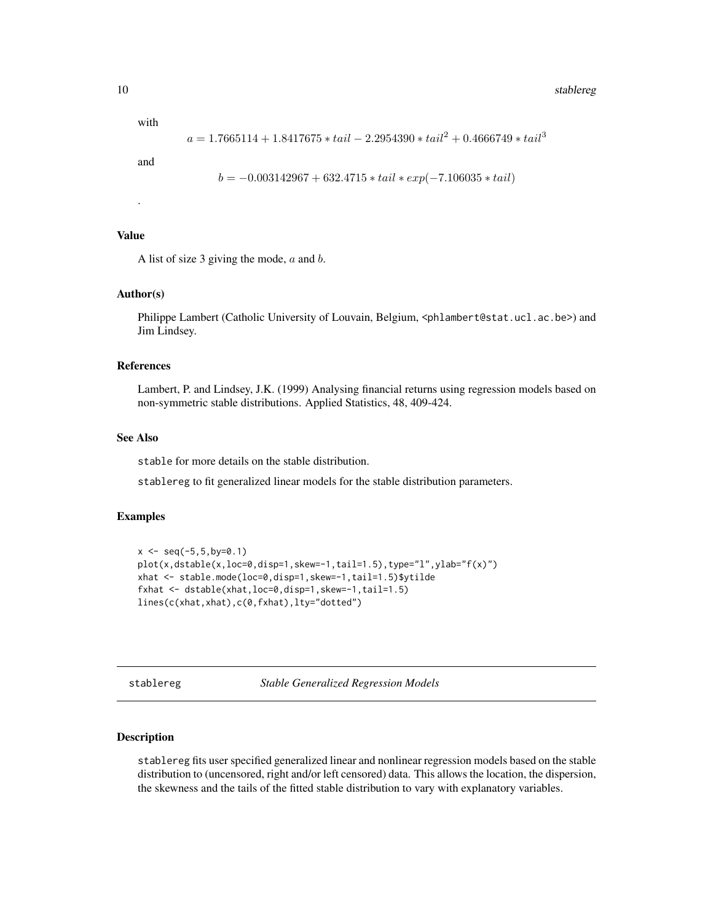with

$$a = 1.7665114 + 1.8417675 * tail - 2.2954390 * tail^2 + 0.4666749 * tail^3$$

and

$$b = -0.003142967 + 632.4715 * tail * exp(-7.106035 * tail)$$

.

### Value

A list of size 3 giving the mode, $a$ and $b$.

### Author(s)

Philippe Lambert (Catholic University of Louvain, Belgium, <phlambert@stat.ucl.ac.be>) and Jim Lindsey.

### References

Lambert, P. and Lindsey, J.K. (1999) Analysing financial returns using regression models based on non-symmetric stable distributions. Applied Statistics, 48, 409-424.

### See Also

stable for more details on the stable distribution.

stablereg to fit generalized linear models for the stable distribution parameters.

### Examples

```
x <- seq(-5,5,by=0.1)
plot(x,dstable(x,loc=0,disp=1,skew=-1,tail=1.5),type="l",ylab="f(x)")
xhat <- stable.mode(loc=0,disp=1,skew=-1,tail=1.5)$ytilde
fxhat <- dstable(xhat,loc=0,disp=1,skew=-1,tail=1.5)
lines(c(xhat,xhat),c(0,fxhat),lty="dotted")
```

---

## stablereg — *Stable Generalized Regression Models*

### Description

stablereg fits user specified generalized linear and nonlinear regression models based on the stable distribution to (uncensored, right and/or left censored) data. This allows the location, the dispersion, the skewness and the tails of the fitted stable distribution to vary with explanatory variables.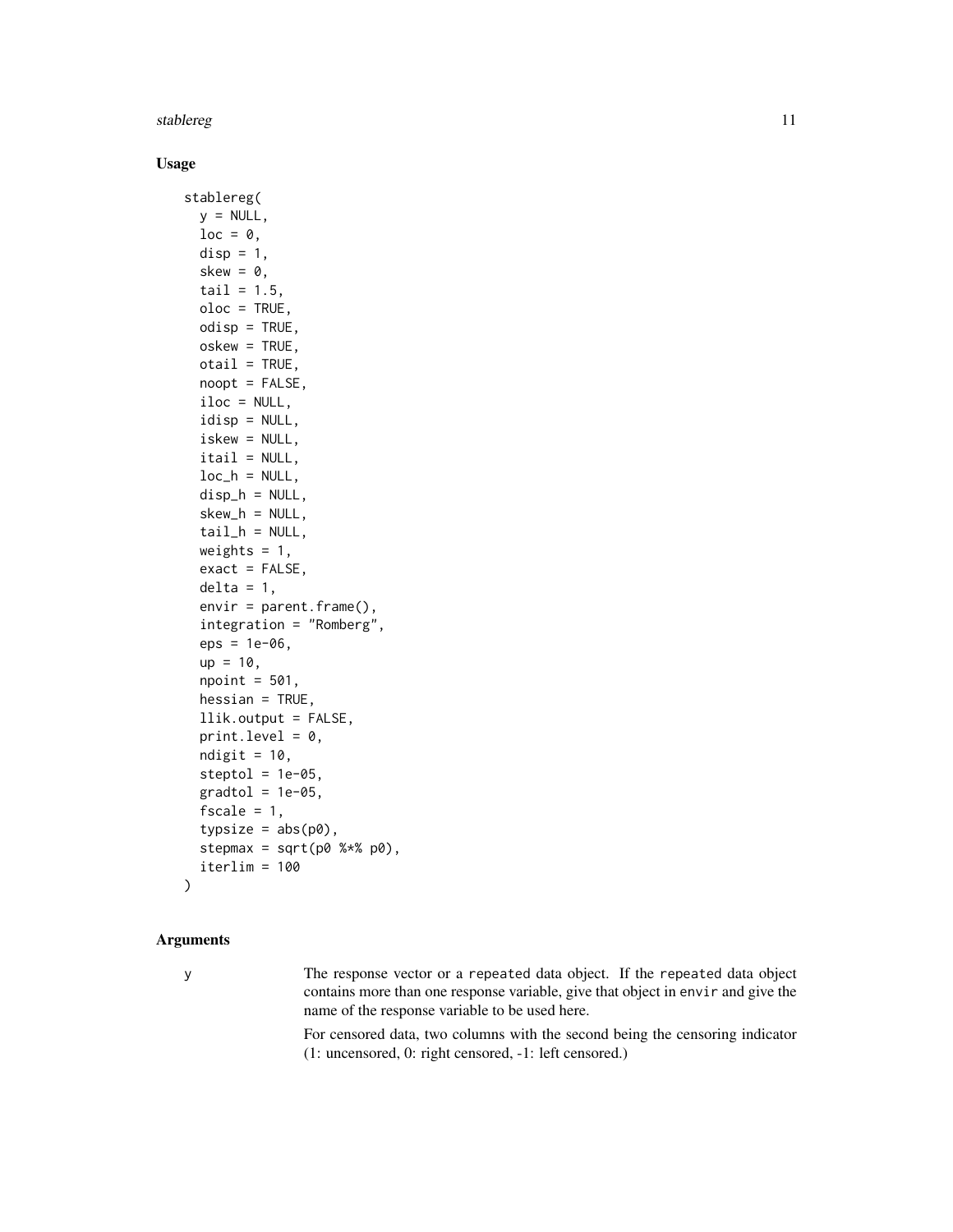## Usage

```
stablereg(
  y = NULL,
  loc = 0,
  disp = 1,
  skew = 0,
  tail = 1.5,
  oloc = TRUE,
  odisp = TRUE,
  oskew = TRUE,
  otail = TRUE,
  noopt = FALSE,
  iloc = NULL,
  idisp = NULL,
  iskew = NULL,
  itail = NULL,
  loc_h = NULL,
  disp_h = NULL,
  skew_h = NULL,
  tail_h = NULL,
  weights = 1,
  exact = FALSE,
  delta = 1,
  envir = parent.frame(),
  integration = "Romberg",
  eps = 1e-06,
  up = 10,
  npoint = 501,
  hessian = TRUE,
  llik.output = FALSE,
  print.level = 0,
  ndigit = 10,
  steptol = 1e-05,
  gradtol = 1e-05,
  fscale = 1,
  typsize = abs(p0),
  stepmax = sqrt(p0 %*% p0),
  iterlim = 100
)
```

## Arguments

y  The response vector or a `repeated` data object. If the `repeated` data object contains more than one response variable, give that object in `envir` and give the name of the response variable to be used here.

For censored data, two columns with the second being the censoring indicator (1: uncensored, 0: right censored, -1: left censored.)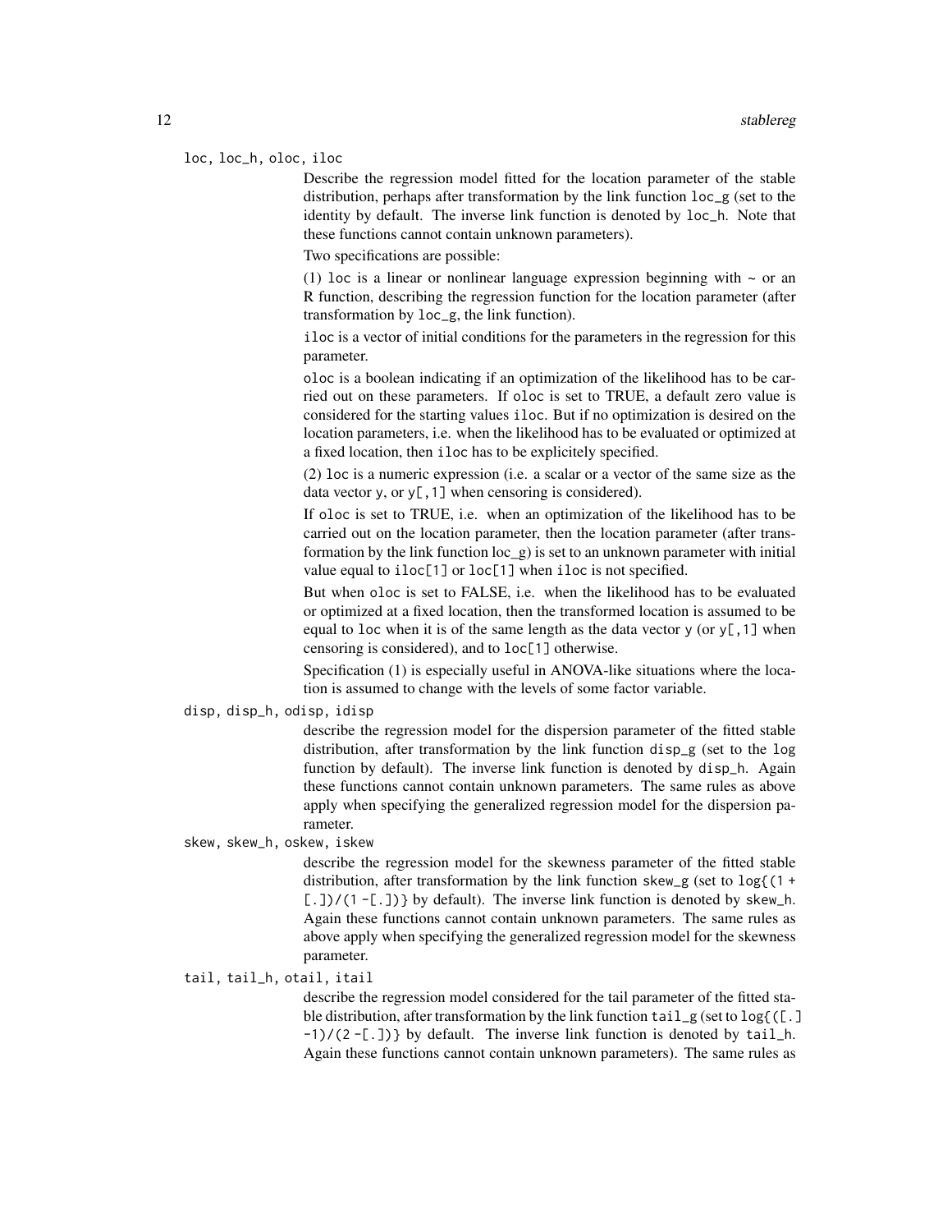`loc, loc_h, oloc, iloc`

Describe the regression model fitted for the location parameter of the stable distribution, perhaps after transformation by the link function `loc_g` (set to the identity by default. The inverse link function is denoted by `loc_h`. Note that these functions cannot contain unknown parameters).

Two specifications are possible:

(1) `loc` is a linear or nonlinear language expression beginning with ~ or an R function, describing the regression function for the location parameter (after transformation by `loc_g`, the link function).

`iloc` is a vector of initial conditions for the parameters in the regression for this parameter.

`oloc` is a boolean indicating if an optimization of the likelihood has to be carried out on these parameters. If `oloc` is set to TRUE, a default zero value is considered for the starting values `iloc`. But if no optimization is desired on the location parameters, i.e. when the likelihood has to be evaluated or optimized at a fixed location, then `iloc` has to be explicitely specified.

(2) `loc` is a numeric expression (i.e. a scalar or a vector of the same size as the data vector `y`, or `y[,1]` when censoring is considered).

If `oloc` is set to TRUE, i.e. when an optimization of the likelihood has to be carried out on the location parameter, then the location parameter (after transformation by the link function loc_g) is set to an unknown parameter with initial value equal to `iloc[1]` or `loc[1]` when `iloc` is not specified.

But when `oloc` is set to FALSE, i.e. when the likelihood has to be evaluated or optimized at a fixed location, then the transformed location is assumed to be equal to `loc` when it is of the same length as the data vector `y` (or `y[,1]` when censoring is considered), and to `loc[1]` otherwise.

Specification (1) is especially useful in ANOVA-like situations where the location is assumed to change with the levels of some factor variable.

`disp, disp_h, odisp, idisp`

describe the regression model for the dispersion parameter of the fitted stable distribution, after transformation by the link function `disp_g` (set to the `log` function by default). The inverse link function is denoted by `disp_h`. Again these functions cannot contain unknown parameters. The same rules as above apply when specifying the generalized regression model for the dispersion parameter.

`skew, skew_h, oskew, iskew`

describe the regression model for the skewness parameter of the fitted stable distribution, after transformation by the link function `skew_g` (set to `log{(1 + [.])/(1 -[.])}` by default). The inverse link function is denoted by `skew_h`. Again these functions cannot contain unknown parameters. The same rules as above apply when specifying the generalized regression model for the skewness parameter.

`tail, tail_h, otail, itail`

describe the regression model considered for the tail parameter of the fitted stable distribution, after transformation by the link function `tail_g` (set to `log{([.] -1)/(2 -[.])}` by default. The inverse link function is denoted by `tail_h`. Again these functions cannot contain unknown parameters). The same rules as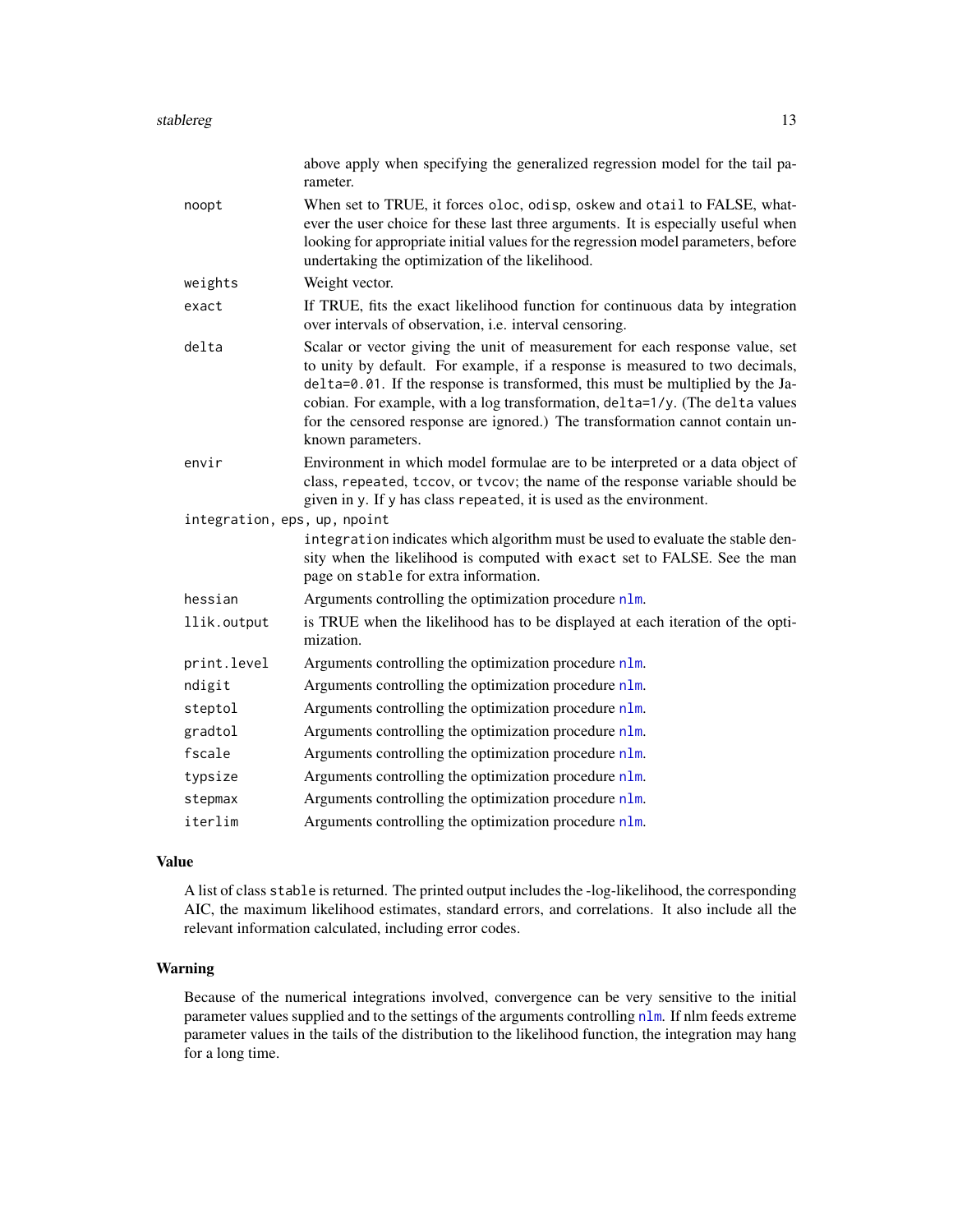above apply when specifying the generalized regression model for the tail parameter.

**noopt**
: When set to TRUE, it forces oloc, odisp, oskew and otail to FALSE, whatever the user choice for these last three arguments. It is especially useful when looking for appropriate initial values for the regression model parameters, before undertaking the optimization of the likelihood.

**weights**
: Weight vector.

**exact**
: If TRUE, fits the exact likelihood function for continuous data by integration over intervals of observation, i.e. interval censoring.

**delta**
: Scalar or vector giving the unit of measurement for each response value, set to unity by default. For example, if a response is measured to two decimals, `delta=0.01`. If the response is transformed, this must be multiplied by the Jacobian. For example, with a log transformation, `delta=1/y`. (The `delta` values for the censored response are ignored.) The transformation cannot contain unknown parameters.

**envir**
: Environment in which model formulae are to be interpreted or a data object of class, `repeated`, `tccov`, or `tvcov`; the name of the response variable should be given in `y`. If `y` has class `repeated`, it is used as the environment.

**integration, eps, up, npoint**
: `integration` indicates which algorithm must be used to evaluate the stable density when the likelihood is computed with `exact` set to FALSE. See the man page on `stable` for extra information.

**hessian**
: Arguments controlling the optimization procedure `nlm`.

**llik.output**
: is TRUE when the likelihood has to be displayed at each iteration of the optimization.

**print.level**
: Arguments controlling the optimization procedure `nlm`.

**ndigit**
: Arguments controlling the optimization procedure `nlm`.

**steptol**
: Arguments controlling the optimization procedure `nlm`.

**gradtol**
: Arguments controlling the optimization procedure `nlm`.

**fscale**
: Arguments controlling the optimization procedure `nlm`.

**typsize**
: Arguments controlling the optimization procedure `nlm`.

**stepmax**
: Arguments controlling the optimization procedure `nlm`.

**iterlim**
: Arguments controlling the optimization procedure `nlm`.

## Value

A list of class `stable` is returned. The printed output includes the -log-likelihood, the corresponding AIC, the maximum likelihood estimates, standard errors, and correlations. It also include all the relevant information calculated, including error codes.

## Warning

Because of the numerical integrations involved, convergence can be very sensitive to the initial parameter values supplied and to the settings of the arguments controlling `nlm`. If nlm feeds extreme parameter values in the tails of the distribution to the likelihood function, the integration may hang for a long time.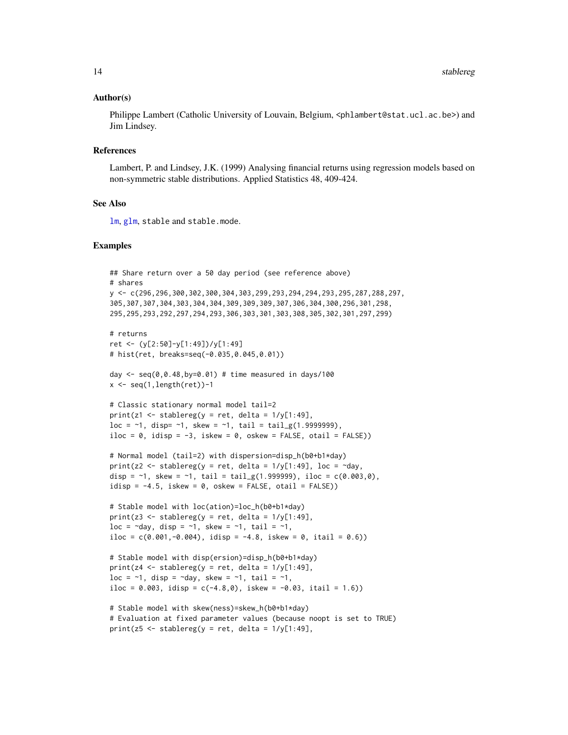## Author(s)

Philippe Lambert (Catholic University of Louvain, Belgium, <phlambert@stat.ucl.ac.be>) and Jim Lindsey.

## References

Lambert, P. and Lindsey, J.K. (1999) Analysing financial returns using regression models based on non-symmetric stable distributions. Applied Statistics 48, 409-424.

## See Also

lm, glm, stable and stable.mode.

## Examples

```
## Share return over a 50 day period (see reference above)
# shares
y <- c(296,296,300,302,300,304,303,299,293,294,294,293,295,287,288,297,
305,307,307,304,303,304,304,309,309,309,307,306,304,300,296,301,298,
295,295,293,292,297,294,293,306,303,301,303,308,305,302,301,297,299)

# returns
ret <- (y[2:50]-y[1:49])/y[1:49]
# hist(ret, breaks=seq(-0.035,0.045,0.01))

day <- seq(0,0.48,by=0.01) # time measured in days/100
x <- seq(1,length(ret))-1

# Classic stationary normal model tail=2
print(z1 <- stablereg(y = ret, delta = 1/y[1:49],
loc = ~1, disp= ~1, skew = ~1, tail = tail_g(1.9999999),
iloc = 0, idisp = -3, iskew = 0, oskew = FALSE, otail = FALSE))

# Normal model (tail=2) with dispersion=disp_h(b0+b1*day)
print(z2 <- stablereg(y = ret, delta = 1/y[1:49], loc = ~day,
disp = ~1, skew = ~1, tail = tail_g(1.999999), iloc = c(0.003,0),
idisp = -4.5, iskew = 0, oskew = FALSE, otail = FALSE))

# Stable model with loc(ation)=loc_h(b0+b1*day)
print(z3 <- stablereg(y = ret, delta = 1/y[1:49],
loc = ~day, disp = ~1, skew = ~1, tail = ~1,
iloc = c(0.001,-0.004), idisp = -4.8, iskew = 0, itail = 0.6))

# Stable model with disp(ersion)=disp_h(b0+b1*day)
print(z4 <- stablereg(y = ret, delta = 1/y[1:49],
loc = ~1, disp = ~day, skew = ~1, tail = ~1,
iloc = 0.003, idisp = c(-4.8,0), iskew = -0.03, itail = 1.6))

# Stable model with skew(ness)=skew_h(b0+b1*day)
# Evaluation at fixed parameter values (because noopt is set to TRUE)
print(z5 <- stablereg(y = ret, delta = 1/y[1:49],
```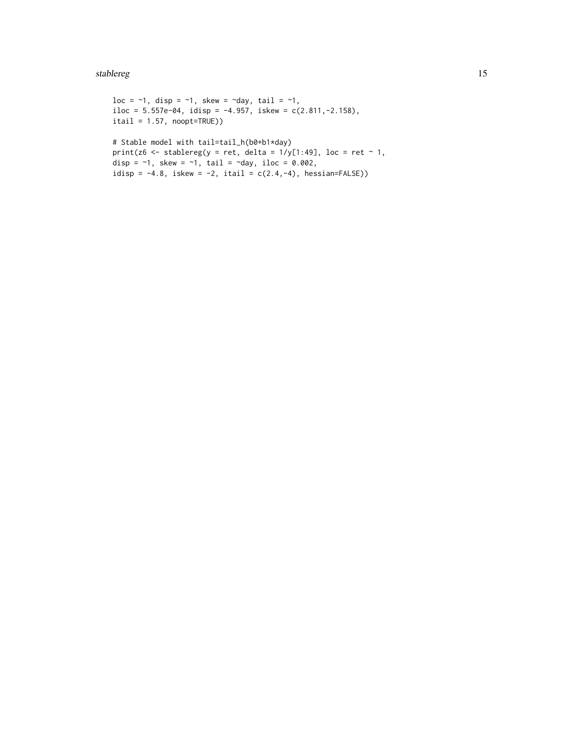```
loc = ~1, disp = ~1, skew = ~day, tail = ~1,
iloc = 5.557e-04, idisp = -4.957, iskew = c(2.811,-2.158),
itail = 1.57, noopt=TRUE))

# Stable model with tail=tail_h(b0+b1*day)
print(z6 <- stablereg(y = ret, delta = 1/y[1:49], loc = ret ~ 1,
disp = ~1, skew = ~1, tail = ~day, iloc = 0.002,
idisp = -4.8, iskew = -2, itail = c(2.4,-4), hessian=FALSE))
```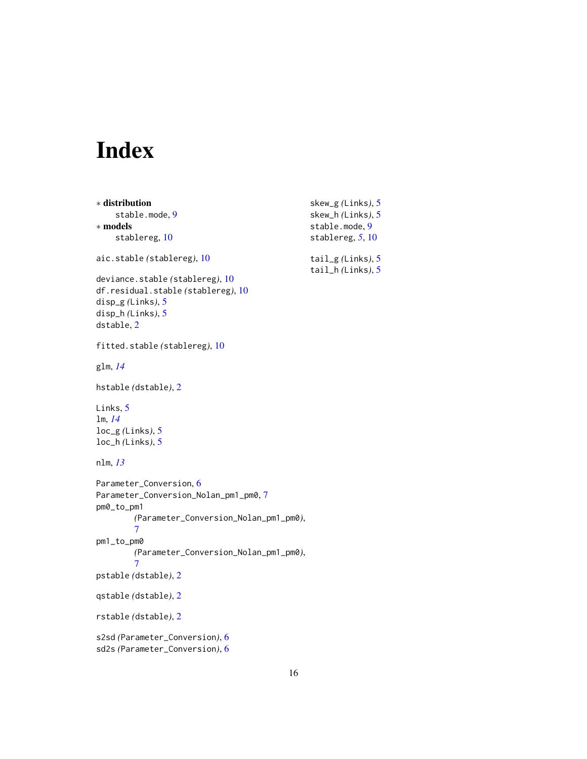# Index

∗ **distribution**
    stable.mode, 9
∗ **models**
    stablereg, 10

aic.stable *(*stablereg*)*, 10

deviance.stable *(*stablereg*)*, 10
df.residual.stable *(*stablereg*)*, 10
disp_g *(*Links*)*, 5
disp_h *(*Links*)*, 5
dstable, 2

fitted.stable *(*stablereg*)*, 10

glm, *14*

hstable *(*dstable*)*, 2

Links, 5
lm, *14*
loc_g *(*Links*)*, 5
loc_h *(*Links*)*, 5

nlm, *13*

Parameter_Conversion, 6
Parameter_Conversion_Nolan_pm1_pm0, 7
pm0_to_pm1 *(*Parameter_Conversion_Nolan_pm1_pm0*)*, 7
pm1_to_pm0 *(*Parameter_Conversion_Nolan_pm1_pm0*)*, 7
pstable *(*dstable*)*, 2

qstable *(*dstable*)*, 2

rstable *(*dstable*)*, 2

s2sd *(*Parameter_Conversion*)*, 6
sd2s *(*Parameter_Conversion*)*, 6
skew_g *(*Links*)*, 5
skew_h *(*Links*)*, 5
stable.mode, 9
stablereg, *5*, 10

tail_g *(*Links*)*, 5
tail_h *(*Links*)*, 5